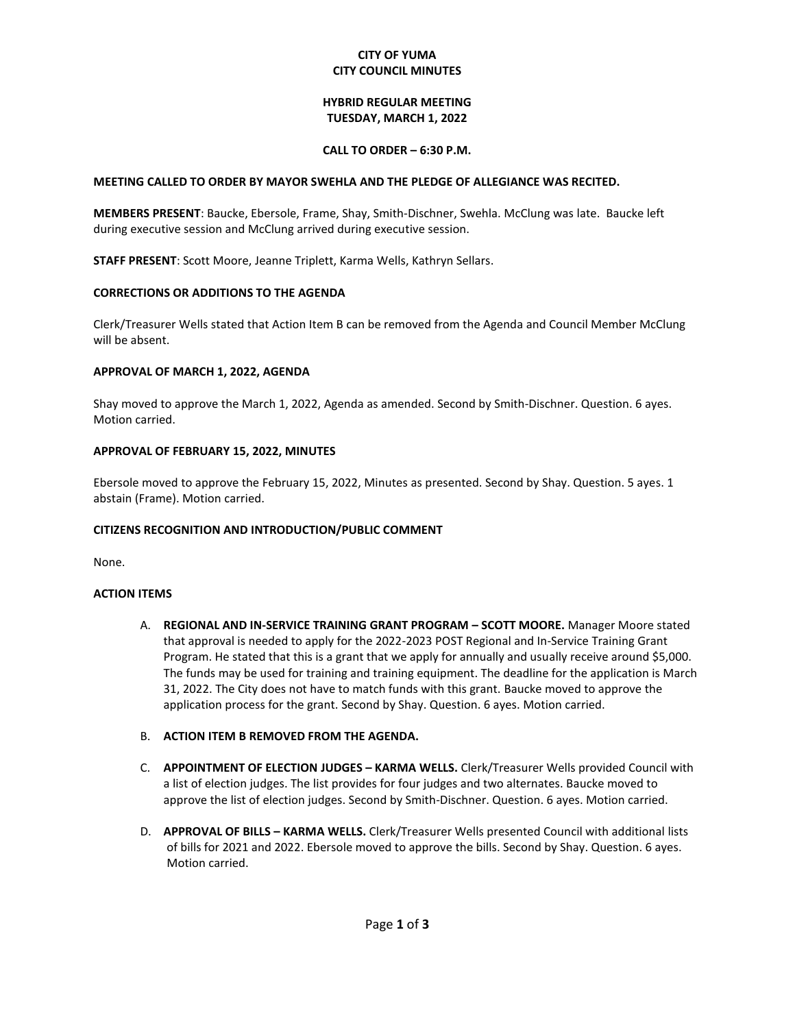# CITY OF YUMA
# CITY COUNCIL MINUTES

## HYBRID REGULAR MEETING
## TUESDAY, MARCH 1, 2022

### CALL TO ORDER – 6:30 P.M.

**MEETING CALLED TO ORDER BY MAYOR SWEHLA AND THE PLEDGE OF ALLEGIANCE WAS RECITED.**

**MEMBERS PRESENT**: Baucke, Ebersole, Frame, Shay, Smith-Dischner, Swehla. McClung was late. Baucke left during executive session and McClung arrived during executive session.

**STAFF PRESENT**: Scott Moore, Jeanne Triplett, Karma Wells, Kathryn Sellars.

**CORRECTIONS OR ADDITIONS TO THE AGENDA**

Clerk/Treasurer Wells stated that Action Item B can be removed from the Agenda and Council Member McClung will be absent.

**APPROVAL OF MARCH 1, 2022, AGENDA**

Shay moved to approve the March 1, 2022, Agenda as amended. Second by Smith-Dischner. Question. 6 ayes. Motion carried.

**APPROVAL OF FEBRUARY 15, 2022, MINUTES**

Ebersole moved to approve the February 15, 2022, Minutes as presented. Second by Shay. Question. 5 ayes. 1 abstain (Frame). Motion carried.

**CITIZENS RECOGNITION AND INTRODUCTION/PUBLIC COMMENT**

None.

**ACTION ITEMS**

A. **REGIONAL AND IN-SERVICE TRAINING GRANT PROGRAM – SCOTT MOORE.** Manager Moore stated that approval is needed to apply for the 2022-2023 POST Regional and In-Service Training Grant Program. He stated that this is a grant that we apply for annually and usually receive around $5,000. The funds may be used for training and training equipment. The deadline for the application is March 31, 2022. The City does not have to match funds with this grant. Baucke moved to approve the application process for the grant. Second by Shay. Question. 6 ayes. Motion carried.

B. **ACTION ITEM B REMOVED FROM THE AGENDA.**

C. **APPOINTMENT OF ELECTION JUDGES – KARMA WELLS.** Clerk/Treasurer Wells provided Council with a list of election judges. The list provides for four judges and two alternates. Baucke moved to approve the list of election judges. Second by Smith-Dischner. Question. 6 ayes. Motion carried.

D. **APPROVAL OF BILLS – KARMA WELLS.** Clerk/Treasurer Wells presented Council with additional lists of bills for 2021 and 2022. Ebersole moved to approve the bills. Second by Shay. Question. 6 ayes. Motion carried.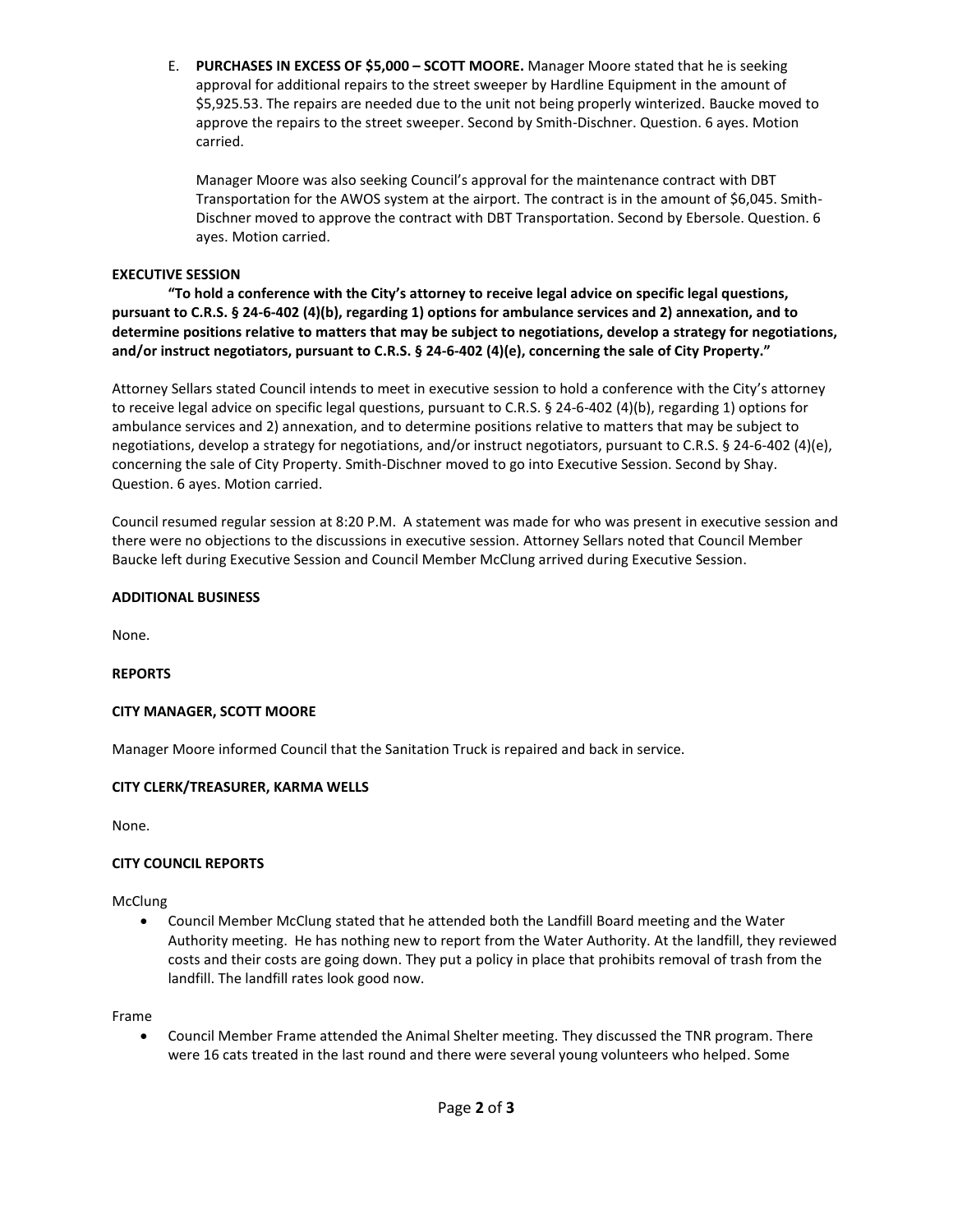E. **PURCHASES IN EXCESS OF $5,000 – SCOTT MOORE.** Manager Moore stated that he is seeking approval for additional repairs to the street sweeper by Hardline Equipment in the amount of $5,925.53. The repairs are needed due to the unit not being properly winterized. Baucke moved to approve the repairs to the street sweeper. Second by Smith-Dischner. Question. 6 ayes. Motion carried.

Manager Moore was also seeking Council's approval for the maintenance contract with DBT Transportation for the AWOS system at the airport. The contract is in the amount of $6,045. Smith-Dischner moved to approve the contract with DBT Transportation. Second by Ebersole. Question. 6 ayes. Motion carried.

**EXECUTIVE SESSION**

**"To hold a conference with the City's attorney to receive legal advice on specific legal questions, pursuant to C.R.S. § 24-6-402 (4)(b), regarding 1) options for ambulance services and 2) annexation, and to determine positions relative to matters that may be subject to negotiations, develop a strategy for negotiations, and/or instruct negotiators, pursuant to C.R.S. § 24-6-402 (4)(e), concerning the sale of City Property."**

Attorney Sellars stated Council intends to meet in executive session to hold a conference with the City's attorney to receive legal advice on specific legal questions, pursuant to C.R.S. § 24-6-402 (4)(b), regarding 1) options for ambulance services and 2) annexation, and to determine positions relative to matters that may be subject to negotiations, develop a strategy for negotiations, and/or instruct negotiators, pursuant to C.R.S. § 24-6-402 (4)(e), concerning the sale of City Property. Smith-Dischner moved to go into Executive Session. Second by Shay. Question. 6 ayes. Motion carried.

Council resumed regular session at 8:20 P.M. A statement was made for who was present in executive session and there were no objections to the discussions in executive session. Attorney Sellars noted that Council Member Baucke left during Executive Session and Council Member McClung arrived during Executive Session.

**ADDITIONAL BUSINESS**

None.

**REPORTS**

**CITY MANAGER, SCOTT MOORE**

Manager Moore informed Council that the Sanitation Truck is repaired and back in service.

**CITY CLERK/TREASURER, KARMA WELLS**

None.

**CITY COUNCIL REPORTS**

McClung

- Council Member McClung stated that he attended both the Landfill Board meeting and the Water Authority meeting. He has nothing new to report from the Water Authority. At the landfill, they reviewed costs and their costs are going down. They put a policy in place that prohibits removal of trash from the landfill. The landfill rates look good now.

Frame

- Council Member Frame attended the Animal Shelter meeting. They discussed the TNR program. There were 16 cats treated in the last round and there were several young volunteers who helped. Some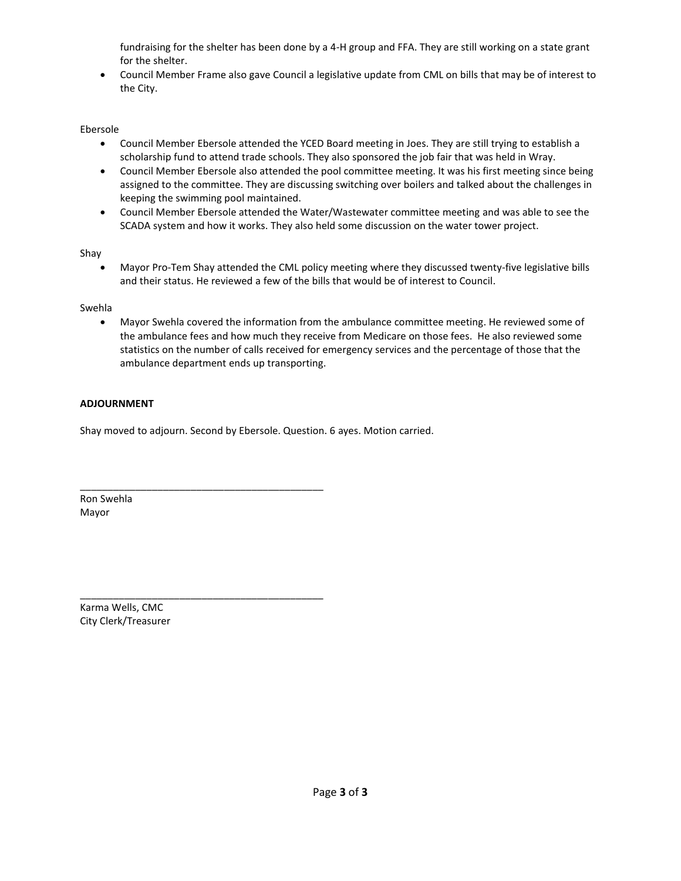fundraising for the shelter has been done by a 4-H group and FFA. They are still working on a state grant for the shelter.

- Council Member Frame also gave Council a legislative update from CML on bills that may be of interest to the City.

Ebersole

- Council Member Ebersole attended the YCED Board meeting in Joes. They are still trying to establish a scholarship fund to attend trade schools. They also sponsored the job fair that was held in Wray.
- Council Member Ebersole also attended the pool committee meeting. It was his first meeting since being assigned to the committee. They are discussing switching over boilers and talked about the challenges in keeping the swimming pool maintained.
- Council Member Ebersole attended the Water/Wastewater committee meeting and was able to see the SCADA system and how it works. They also held some discussion on the water tower project.

Shay

- Mayor Pro-Tem Shay attended the CML policy meeting where they discussed twenty-five legislative bills and their status. He reviewed a few of the bills that would be of interest to Council.

Swehla

- Mayor Swehla covered the information from the ambulance committee meeting. He reviewed some of the ambulance fees and how much they receive from Medicare on those fees. He also reviewed some statistics on the number of calls received for emergency services and the percentage of those that the ambulance department ends up transporting.

**ADJOURNMENT**

Shay moved to adjourn. Second by Ebersole. Question. 6 ayes. Motion carried.

_____________________________________________
Ron Swehla
Mayor

_____________________________________________
Karma Wells, CMC
City Clerk/Treasurer